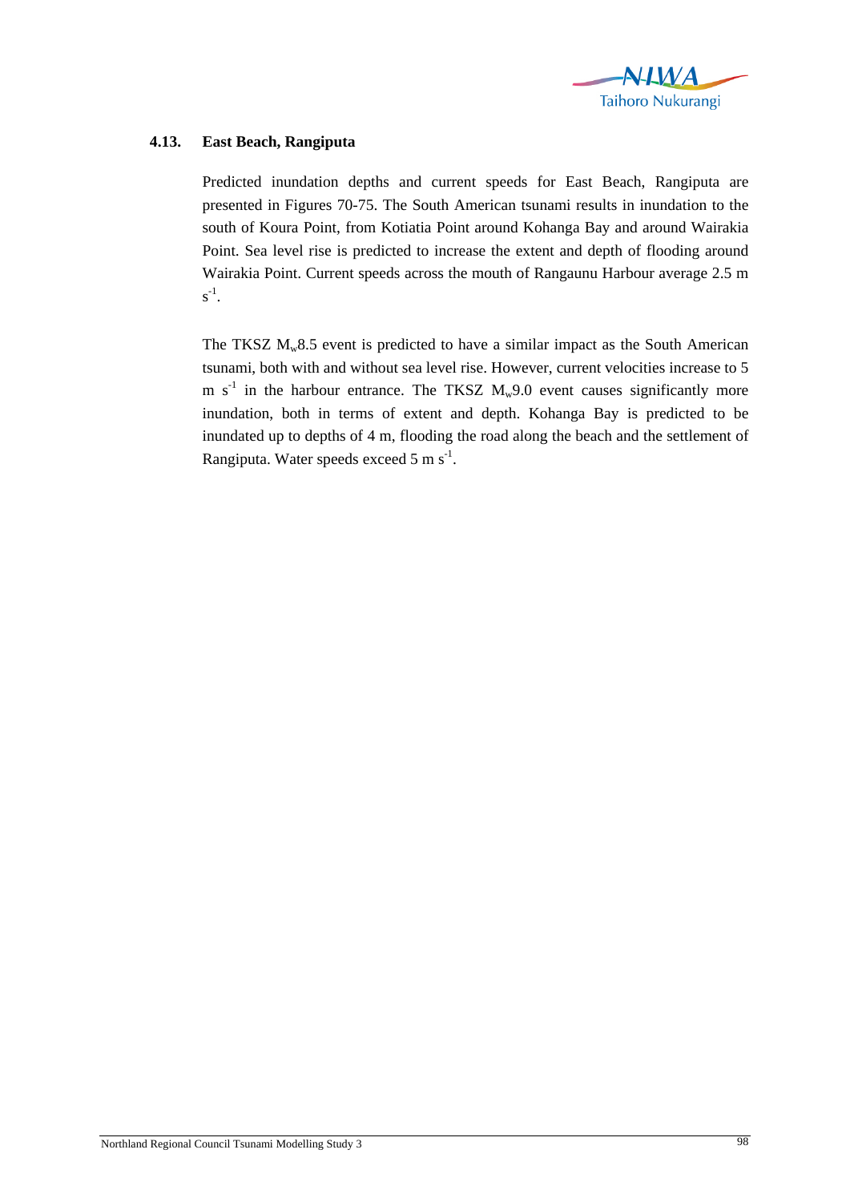### 4.13. East Beach, Rangiputa

Predicted inundation depths and current speeds for East Beach, Rangiputa are presented in Figures 70-75. The South American tsunami results in inundation to the south of Koura Point, from Kotiatia Point around Kohanga Bay and around Wairakia Point. Sea level rise is predicted to increase the extent and depth of flooding around Wairakia Point. Current speeds across the mouth of Rangaunu Harbour average 2.5 m $s^{-1}$.

The TKSZ $M_w$8.5 event is predicted to have a similar impact as the South American tsunami, both with and without sea level rise. However, current velocities increase to 5 m $s^{-1}$ in the harbour entrance. The TKSZ $M_w$9.0 event causes significantly more inundation, both in terms of extent and depth. Kohanga Bay is predicted to be inundated up to depths of 4 m, flooding the road along the beach and the settlement of Rangiputa. Water speeds exceed 5 m $s^{-1}$.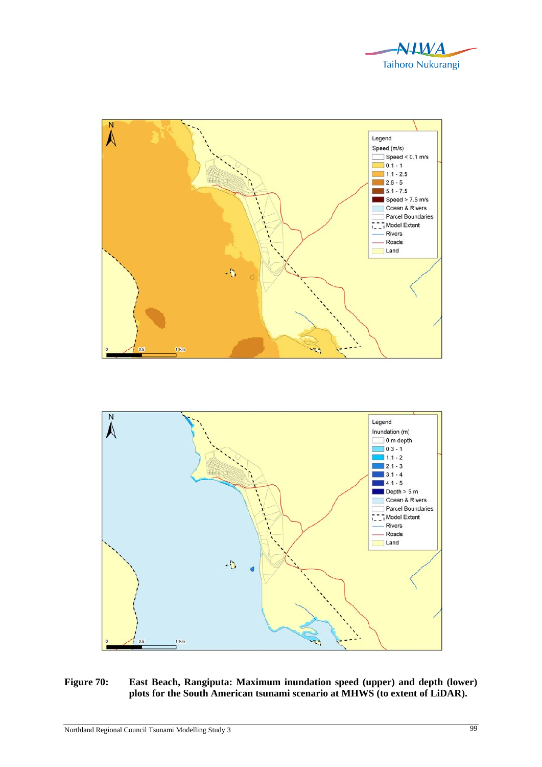**Figure 70: East Beach, Rangiputa: Maximum inundation speed (upper) and depth (lower) plots for the South American tsunami scenario at MHWS (to extent of LiDAR).**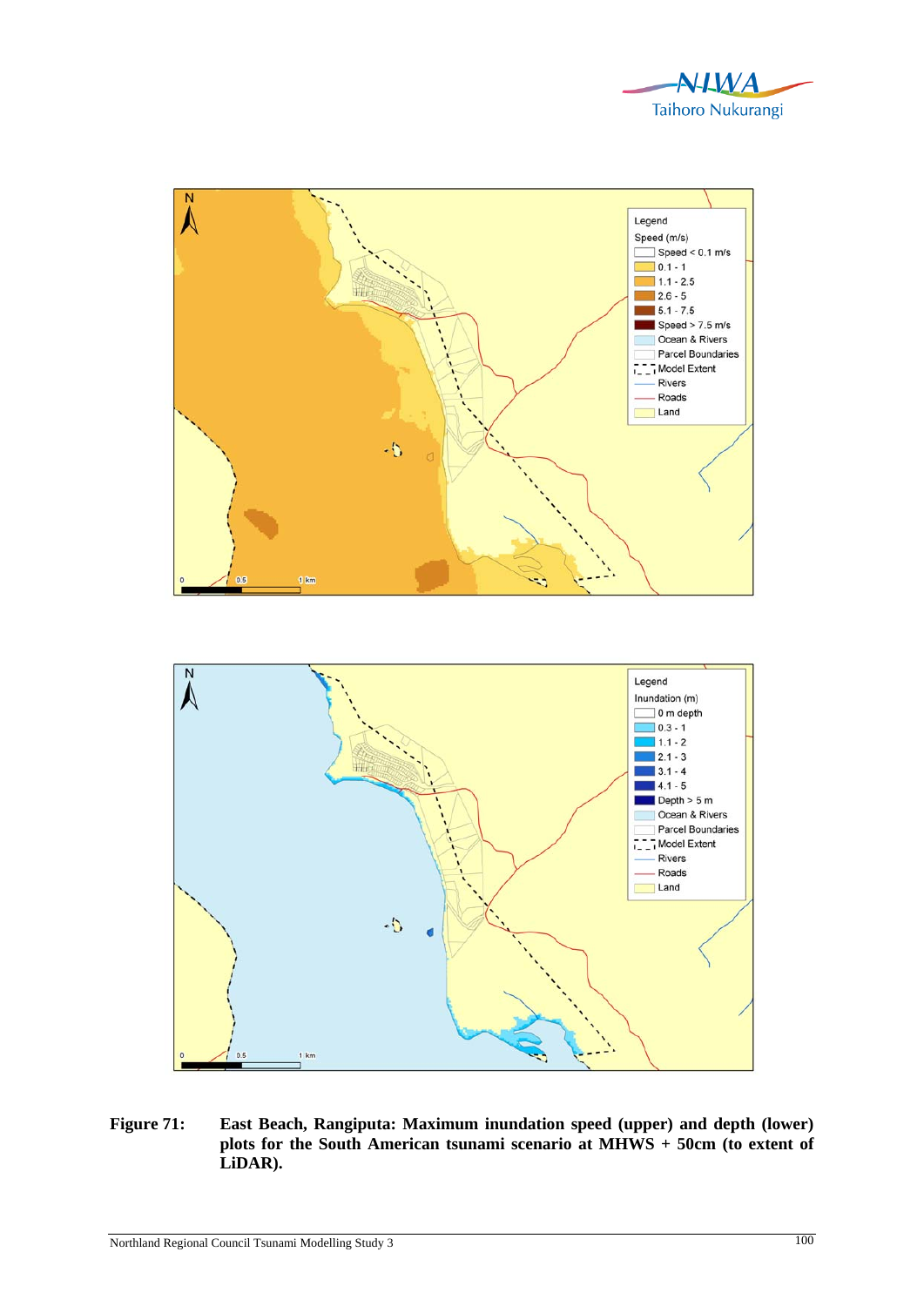**Figure 71: East Beach, Rangiputa: Maximum inundation speed (upper) and depth (lower) plots for the South American tsunami scenario at MHWS + 50cm (to extent of LiDAR).**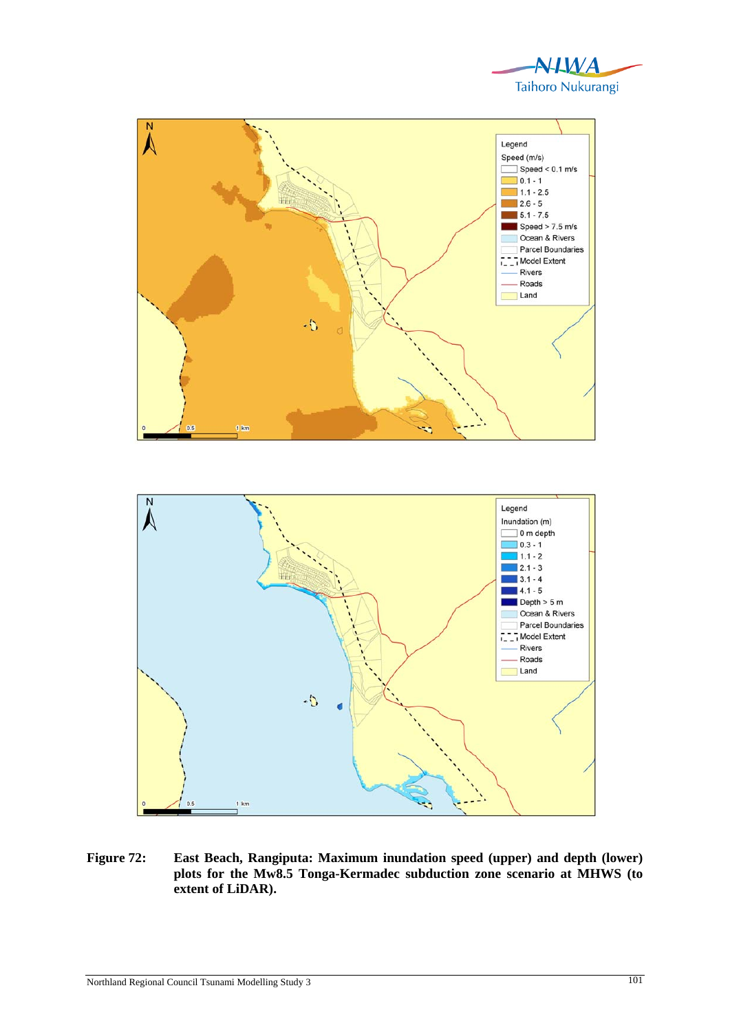**Figure 72: East Beach, Rangiputa: Maximum inundation speed (upper) and depth (lower) plots for the Mw8.5 Tonga-Kermadec subduction zone scenario at MHWS (to extent of LiDAR).**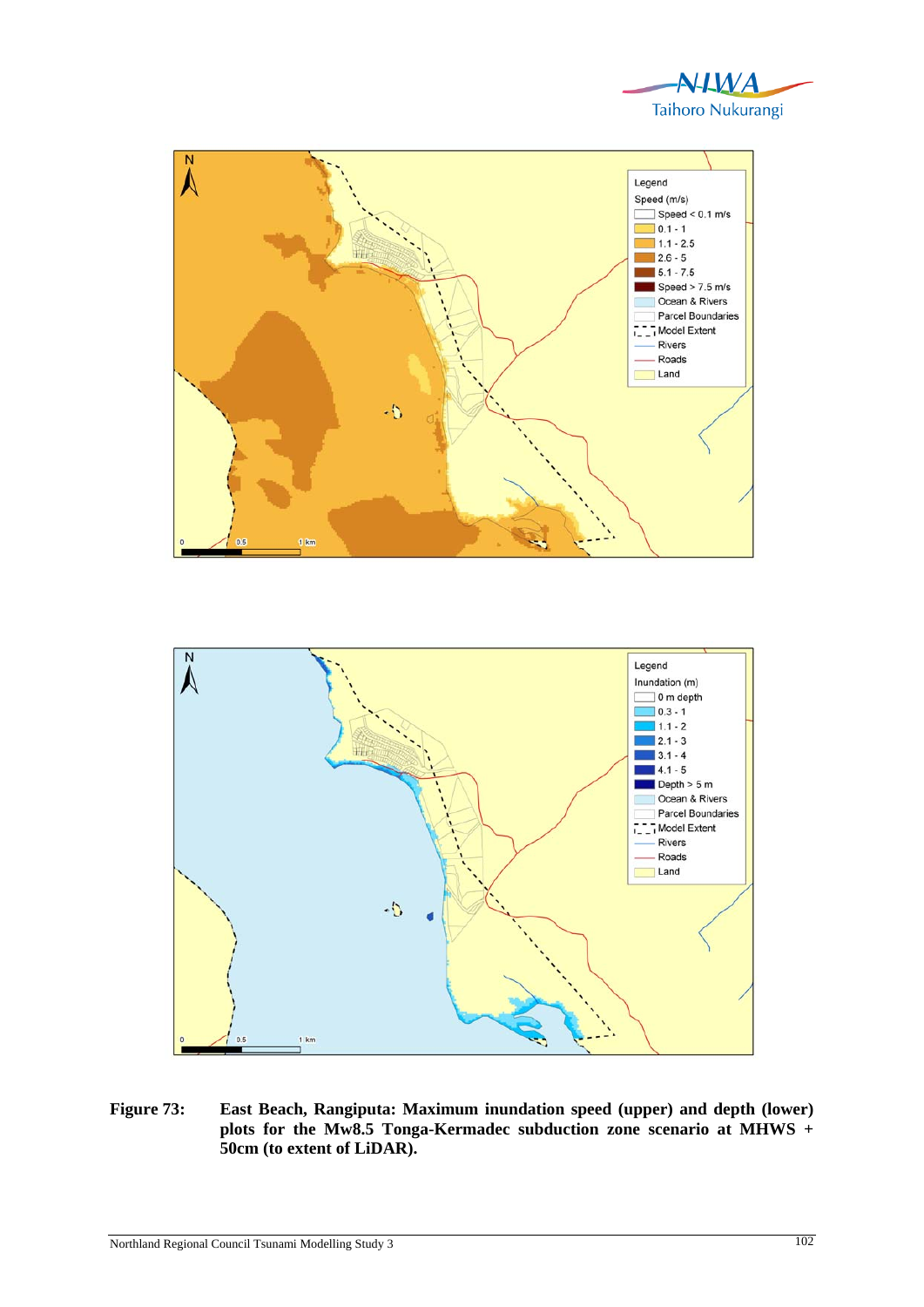**Figure 73: East Beach, Rangiputa: Maximum inundation speed (upper) and depth (lower) plots for the Mw8.5 Tonga-Kermadec subduction zone scenario at MHWS + 50cm (to extent of LiDAR).**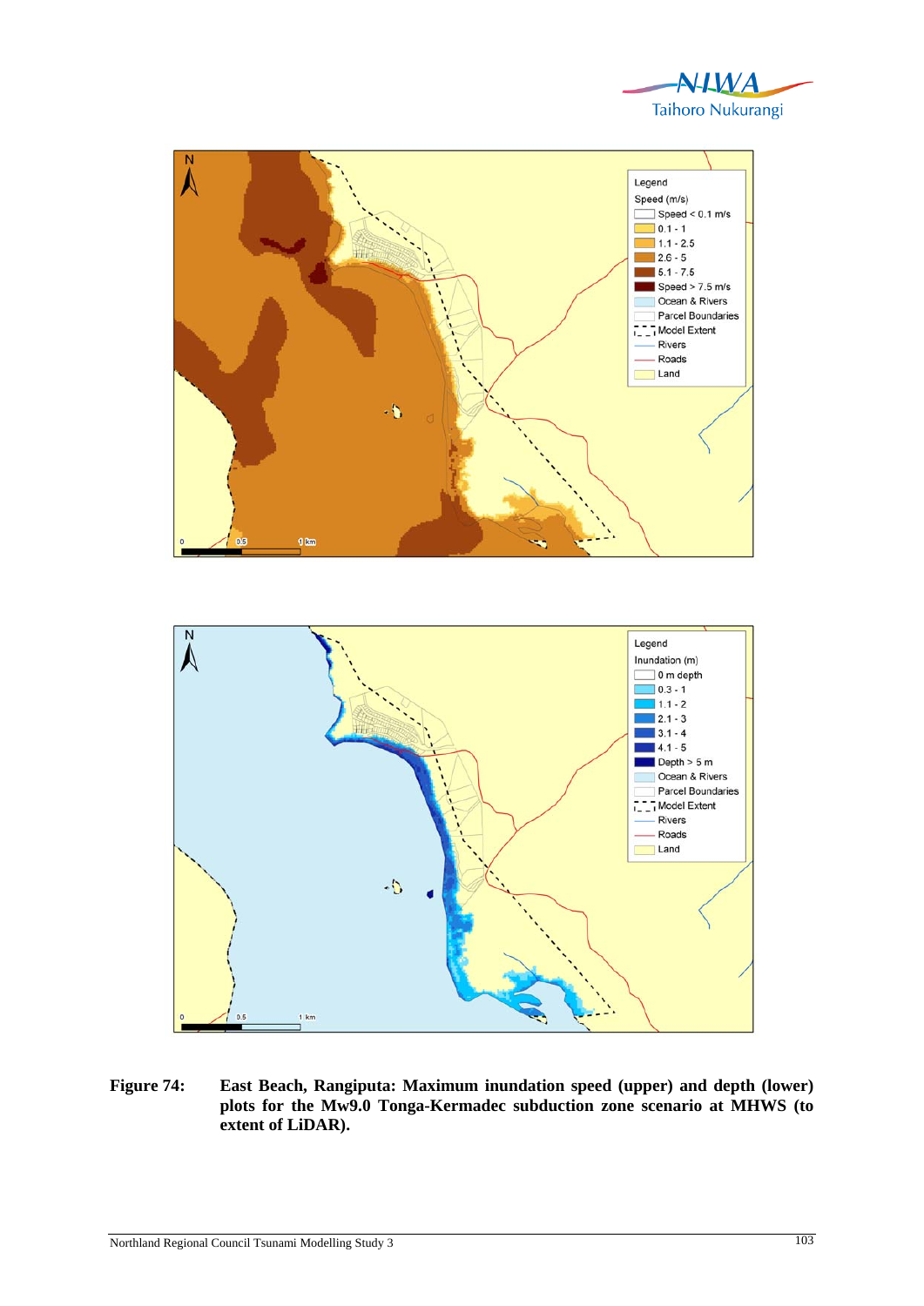**Figure 74:** **East Beach, Rangiputa: Maximum inundation speed (upper) and depth (lower) plots for the Mw9.0 Tonga-Kermadec subduction zone scenario at MHWS (to extent of LiDAR).**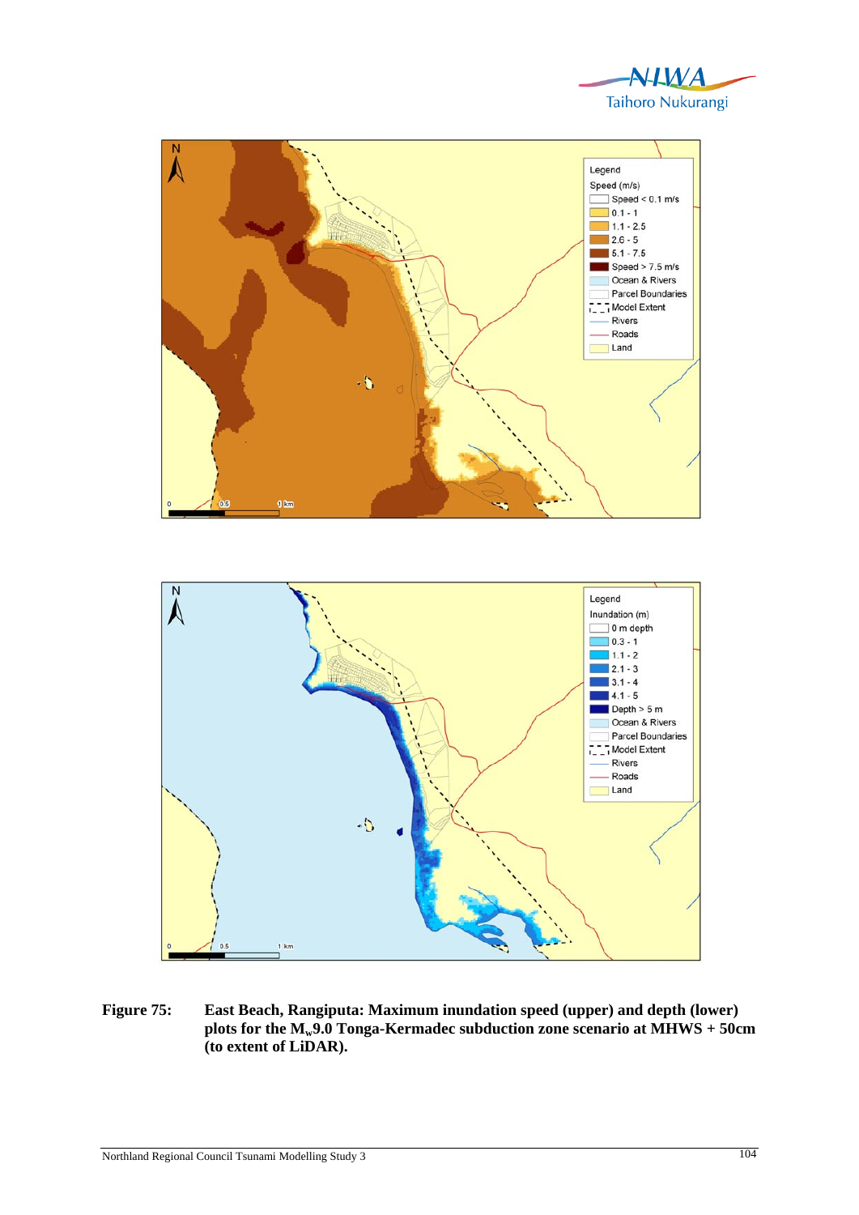N

Legend

Speed (m/s)

Speed < 0.1 m/s

0.1 - 1

1.1 - 2.5

2.6 - 5

5.1 - 7.5

Speed > 7.5 m/s

Ocean & Rivers

Parcel Boundaries

Model Extent

Rivers

Roads

Land

0 0.5 1 km

N

Legend

Inundation (m)

0 m depth

0.3 - 1

1.1 - 2

2.1 - 3

3.1 - 4

4.1 - 5

Depth > 5 m

Ocean & Rivers

Parcel Boundaries

Model Extent

Rivers

Roads

Land

0 0.5 1 km

**Figure 75: East Beach, Rangiputa: Maximum inundation speed (upper) and depth (lower) plots for the $M_w$9.0 Tonga-Kermadec subduction zone scenario at MHWS + 50cm (to extent of LiDAR).**